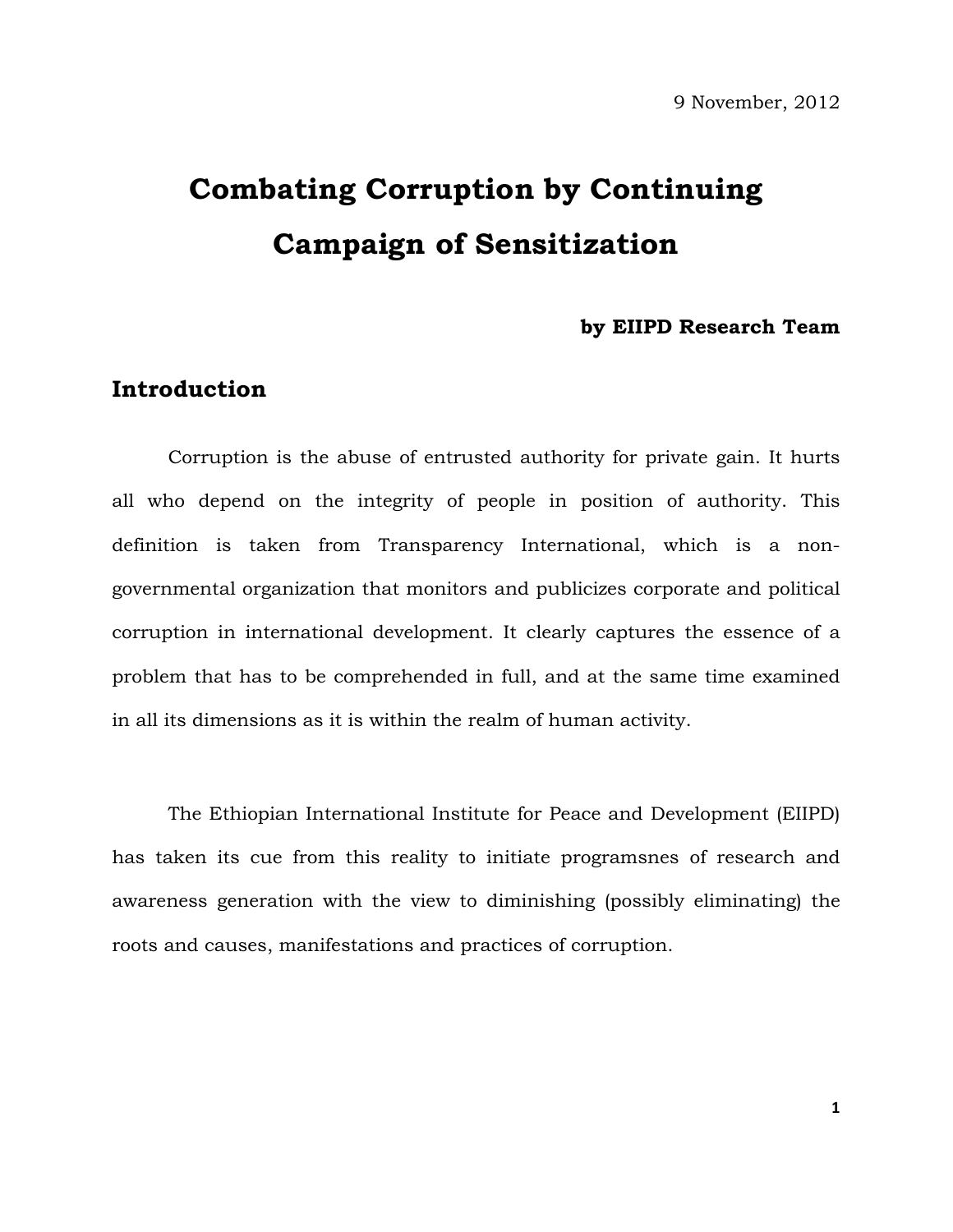9 November, 2012

# Combating Corruption by Continuing Campaign of Sensitization

**by EIIPD Research Team**

## Introduction

Corruption is the abuse of entrusted authority for private gain. It hurts all who depend on the integrity of people in position of authority. This definition is taken from Transparency International, which is a non-governmental organization that monitors and publicizes corporate and political corruption in international development. It clearly captures the essence of a problem that has to be comprehended in full, and at the same time examined in all its dimensions as it is within the realm of human activity.

The Ethiopian International Institute for Peace and Development (EIIPD) has taken its cue from this reality to initiate programsnes of research and awareness generation with the view to diminishing (possibly eliminating) the roots and causes, manifestations and practices of corruption.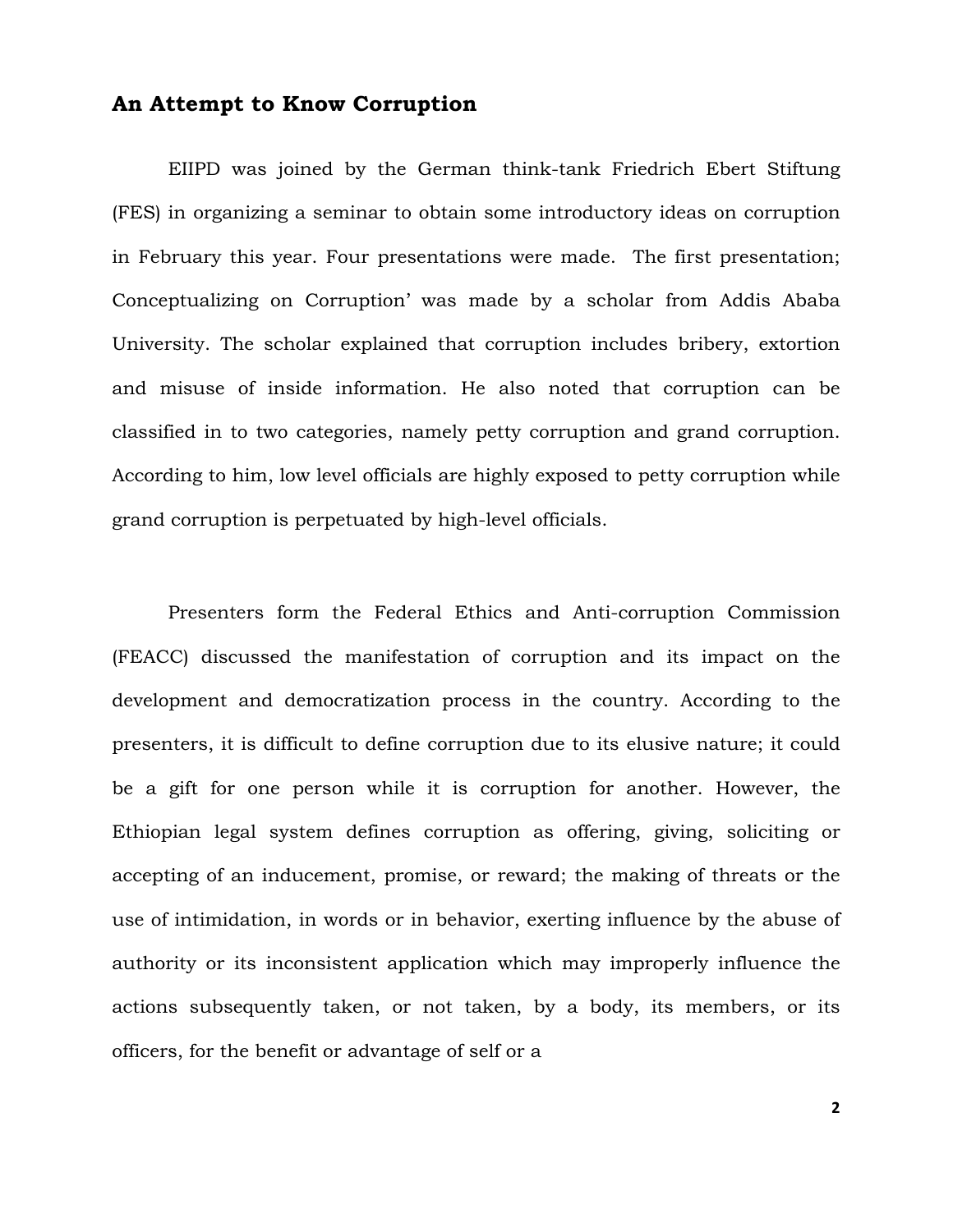## An Attempt to Know Corruption

EIIPD was joined by the German think-tank Friedrich Ebert Stiftung (FES) in organizing a seminar to obtain some introductory ideas on corruption in February this year. Four presentations were made. The first presentation; Conceptualizing on Corruption' was made by a scholar from Addis Ababa University. The scholar explained that corruption includes bribery, extortion and misuse of inside information. He also noted that corruption can be classified in to two categories, namely petty corruption and grand corruption. According to him, low level officials are highly exposed to petty corruption while grand corruption is perpetuated by high-level officials.

Presenters form the Federal Ethics and Anti-corruption Commission (FEACC) discussed the manifestation of corruption and its impact on the development and democratization process in the country. According to the presenters, it is difficult to define corruption due to its elusive nature; it could be a gift for one person while it is corruption for another. However, the Ethiopian legal system defines corruption as offering, giving, soliciting or accepting of an inducement, promise, or reward; the making of threats or the use of intimidation, in words or in behavior, exerting influence by the abuse of authority or its inconsistent application which may improperly influence the actions subsequently taken, or not taken, by a body, its members, or its officers, for the benefit or advantage of self or a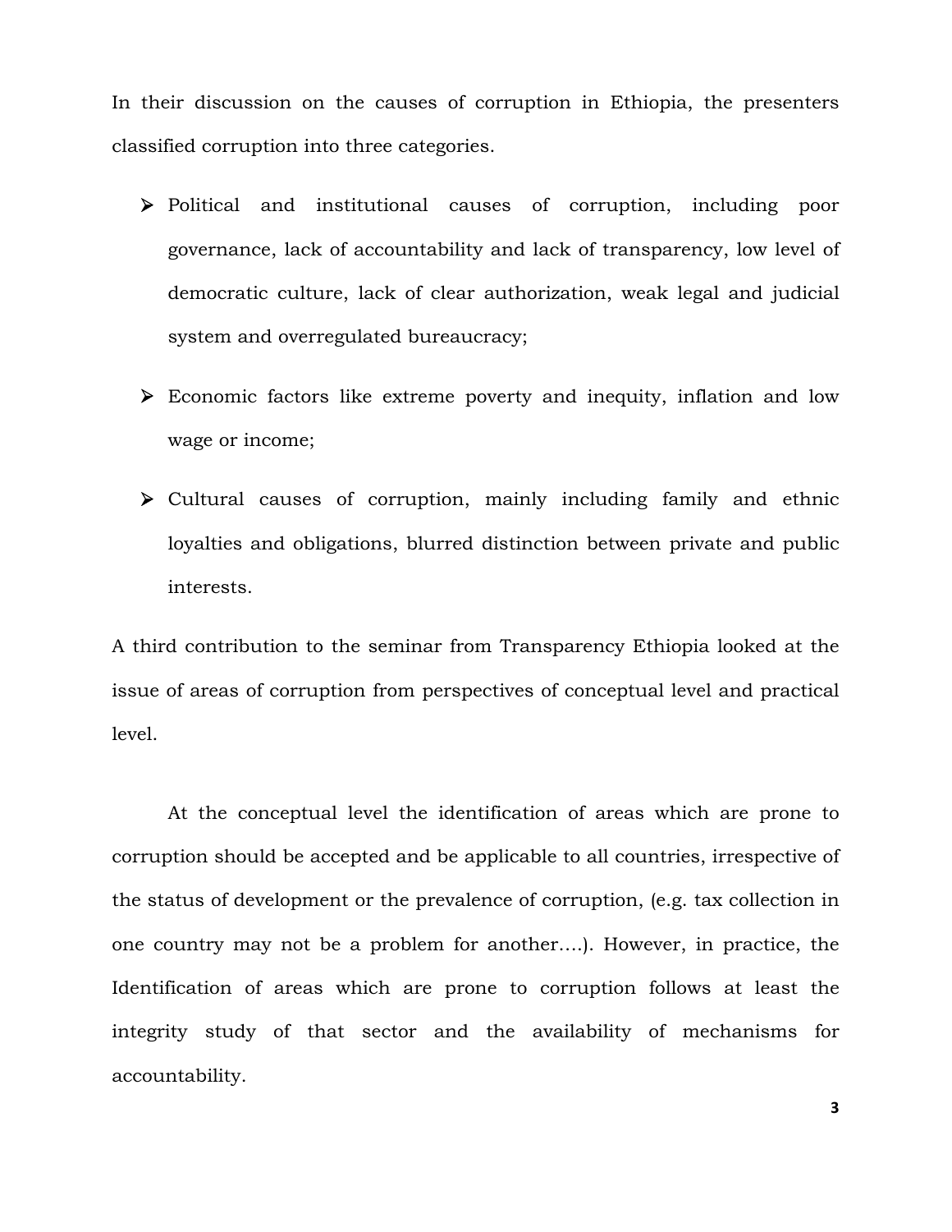In their discussion on the causes of corruption in Ethiopia, the presenters classified corruption into three categories.

- Political and institutional causes of corruption, including poor governance, lack of accountability and lack of transparency, low level of democratic culture, lack of clear authorization, weak legal and judicial system and overregulated bureaucracy;
- Economic factors like extreme poverty and inequity, inflation and low wage or income;
- Cultural causes of corruption, mainly including family and ethnic loyalties and obligations, blurred distinction between private and public interests.

A third contribution to the seminar from Transparency Ethiopia looked at the issue of areas of corruption from perspectives of conceptual level and practical level.

At the conceptual level the identification of areas which are prone to corruption should be accepted and be applicable to all countries, irrespective of the status of development or the prevalence of corruption, (e.g. tax collection in one country may not be a problem for another….). However, in practice, the Identification of areas which are prone to corruption follows at least the integrity study of that sector and the availability of mechanisms for accountability.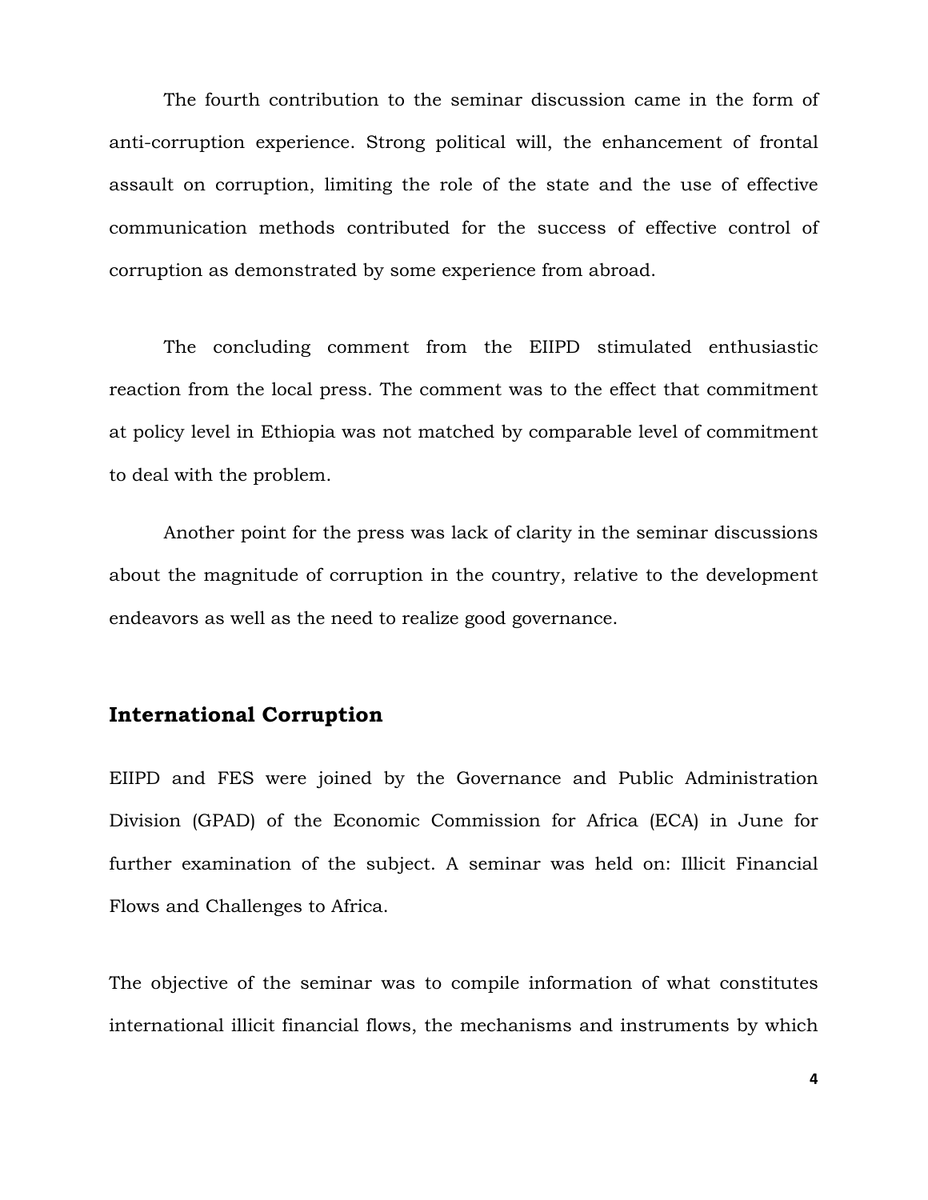The fourth contribution to the seminar discussion came in the form of anti-corruption experience. Strong political will, the enhancement of frontal assault on corruption, limiting the role of the state and the use of effective communication methods contributed for the success of effective control of corruption as demonstrated by some experience from abroad.

The concluding comment from the EIIPD stimulated enthusiastic reaction from the local press. The comment was to the effect that commitment at policy level in Ethiopia was not matched by comparable level of commitment to deal with the problem.

Another point for the press was lack of clarity in the seminar discussions about the magnitude of corruption in the country, relative to the development endeavors as well as the need to realize good governance.

## International Corruption

EIIPD and FES were joined by the Governance and Public Administration Division (GPAD) of the Economic Commission for Africa (ECA) in June for further examination of the subject. A seminar was held on: Illicit Financial Flows and Challenges to Africa.

The objective of the seminar was to compile information of what constitutes international illicit financial flows, the mechanisms and instruments by which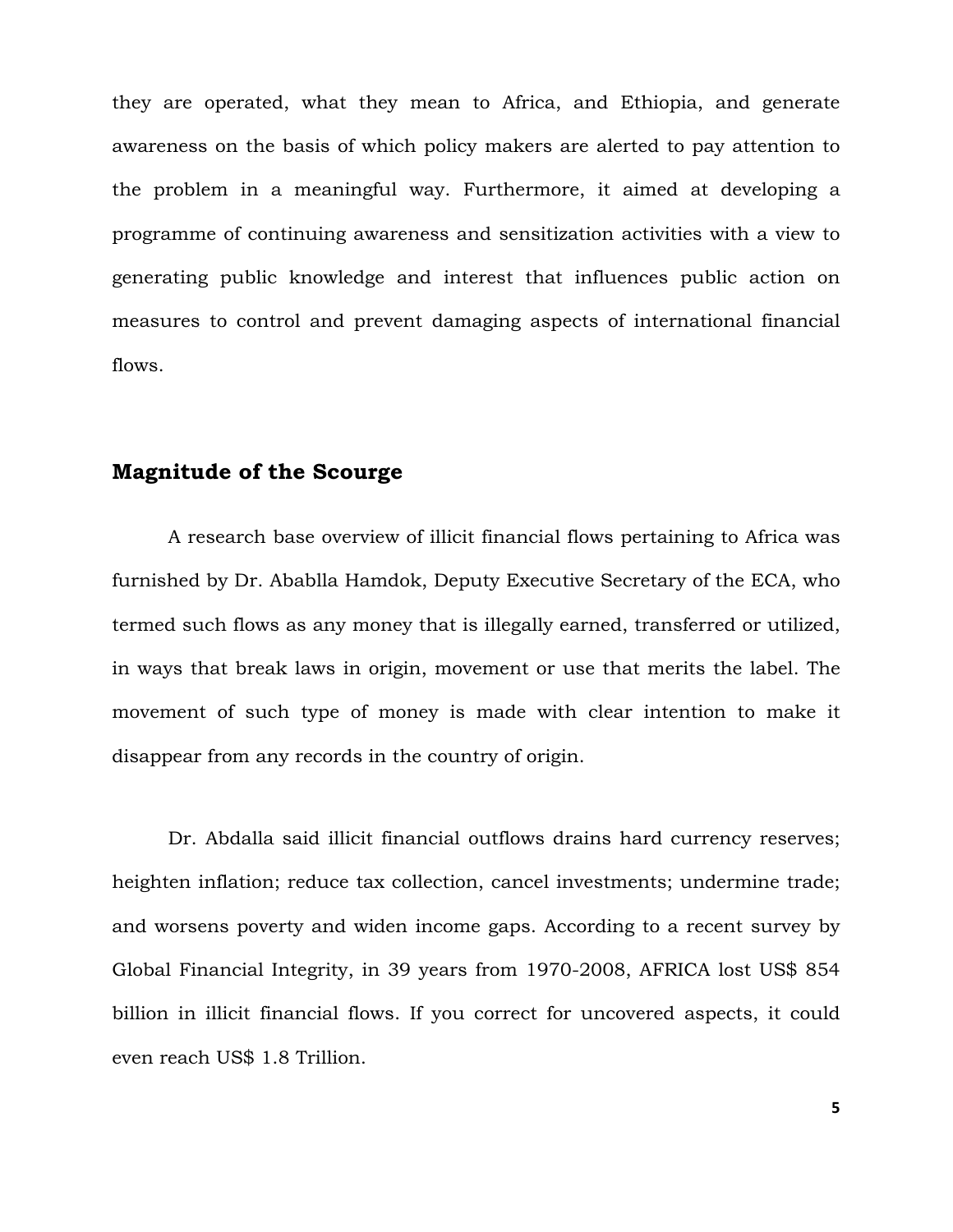they are operated, what they mean to Africa, and Ethiopia, and generate awareness on the basis of which policy makers are alerted to pay attention to the problem in a meaningful way. Furthermore, it aimed at developing a programme of continuing awareness and sensitization activities with a view to generating public knowledge and interest that influences public action on measures to control and prevent damaging aspects of international financial flows.

## Magnitude of the Scourge

A research base overview of illicit financial flows pertaining to Africa was furnished by Dr. Abablla Hamdok, Deputy Executive Secretary of the ECA, who termed such flows as any money that is illegally earned, transferred or utilized, in ways that break laws in origin, movement or use that merits the label. The movement of such type of money is made with clear intention to make it disappear from any records in the country of origin.

Dr. Abdalla said illicit financial outflows drains hard currency reserves; heighten inflation; reduce tax collection, cancel investments; undermine trade; and worsens poverty and widen income gaps. According to a recent survey by Global Financial Integrity, in 39 years from 1970-2008, AFRICA lost US$ 854 billion in illicit financial flows. If you correct for uncovered aspects, it could even reach US$ 1.8 Trillion.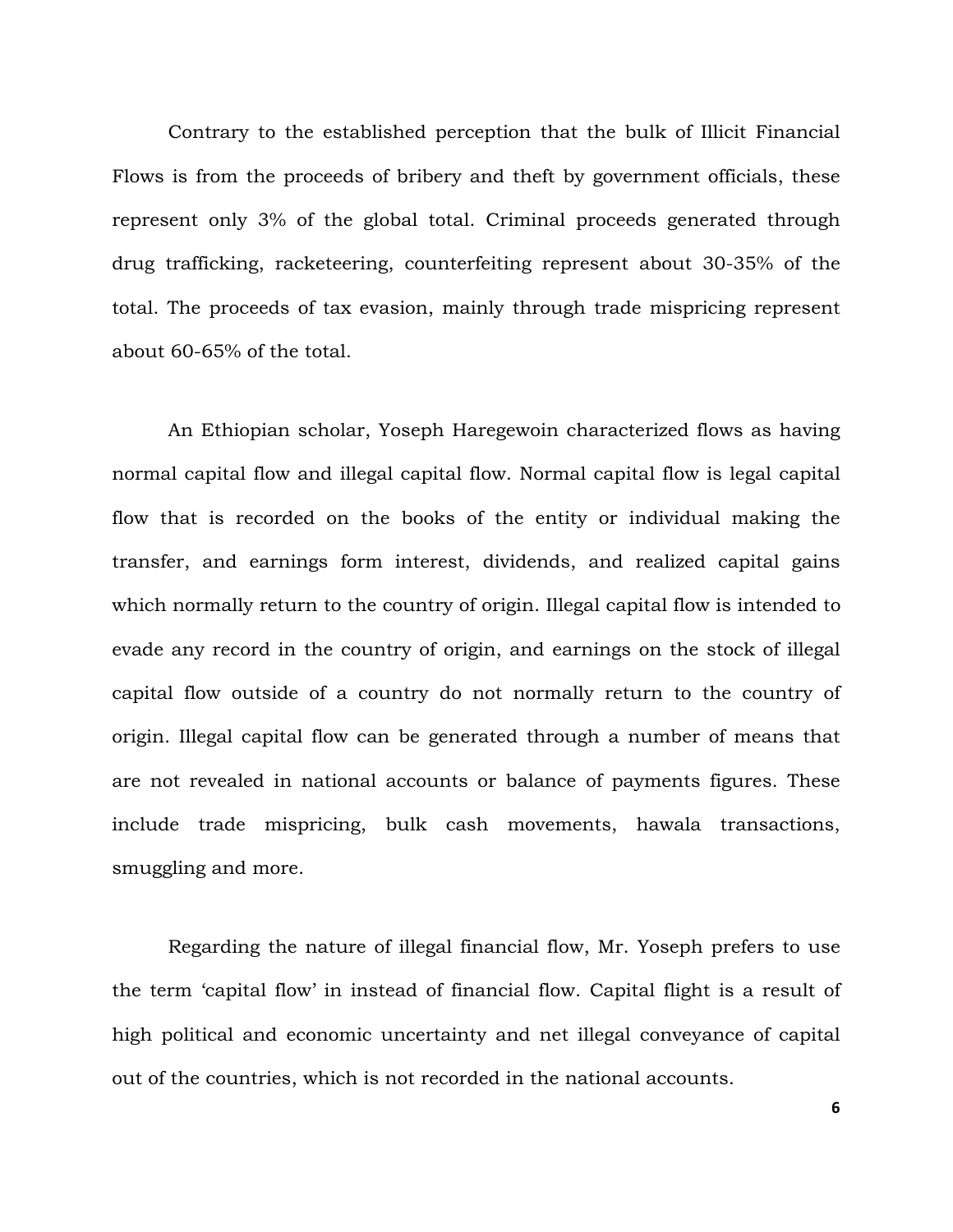Contrary to the established perception that the bulk of Illicit Financial Flows is from the proceeds of bribery and theft by government officials, these represent only 3% of the global total. Criminal proceeds generated through drug trafficking, racketeering, counterfeiting represent about 30-35% of the total. The proceeds of tax evasion, mainly through trade mispricing represent about 60-65% of the total.

An Ethiopian scholar, Yoseph Haregewoin characterized flows as having normal capital flow and illegal capital flow. Normal capital flow is legal capital flow that is recorded on the books of the entity or individual making the transfer, and earnings form interest, dividends, and realized capital gains which normally return to the country of origin. Illegal capital flow is intended to evade any record in the country of origin, and earnings on the stock of illegal capital flow outside of a country do not normally return to the country of origin. Illegal capital flow can be generated through a number of means that are not revealed in national accounts or balance of payments figures. These include trade mispricing, bulk cash movements, hawala transactions, smuggling and more.

Regarding the nature of illegal financial flow, Mr. Yoseph prefers to use the term 'capital flow' in instead of financial flow. Capital flight is a result of high political and economic uncertainty and net illegal conveyance of capital out of the countries, which is not recorded in the national accounts.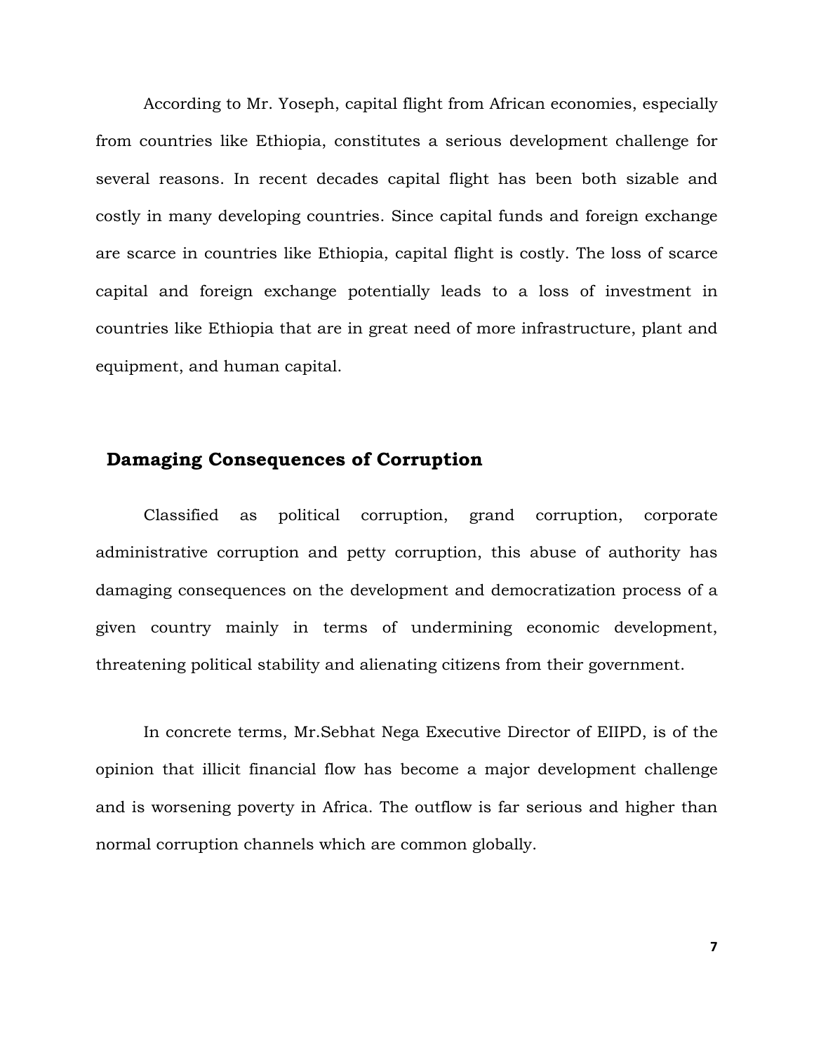According to Mr. Yoseph, capital flight from African economies, especially from countries like Ethiopia, constitutes a serious development challenge for several reasons. In recent decades capital flight has been both sizable and costly in many developing countries. Since capital funds and foreign exchange are scarce in countries like Ethiopia, capital flight is costly. The loss of scarce capital and foreign exchange potentially leads to a loss of investment in countries like Ethiopia that are in great need of more infrastructure, plant and equipment, and human capital.

## Damaging Consequences of Corruption

Classified as political corruption, grand corruption, corporate administrative corruption and petty corruption, this abuse of authority has damaging consequences on the development and democratization process of a given country mainly in terms of undermining economic development, threatening political stability and alienating citizens from their government.

In concrete terms, Mr.Sebhat Nega Executive Director of EIIPD, is of the opinion that illicit financial flow has become a major development challenge and is worsening poverty in Africa. The outflow is far serious and higher than normal corruption channels which are common globally.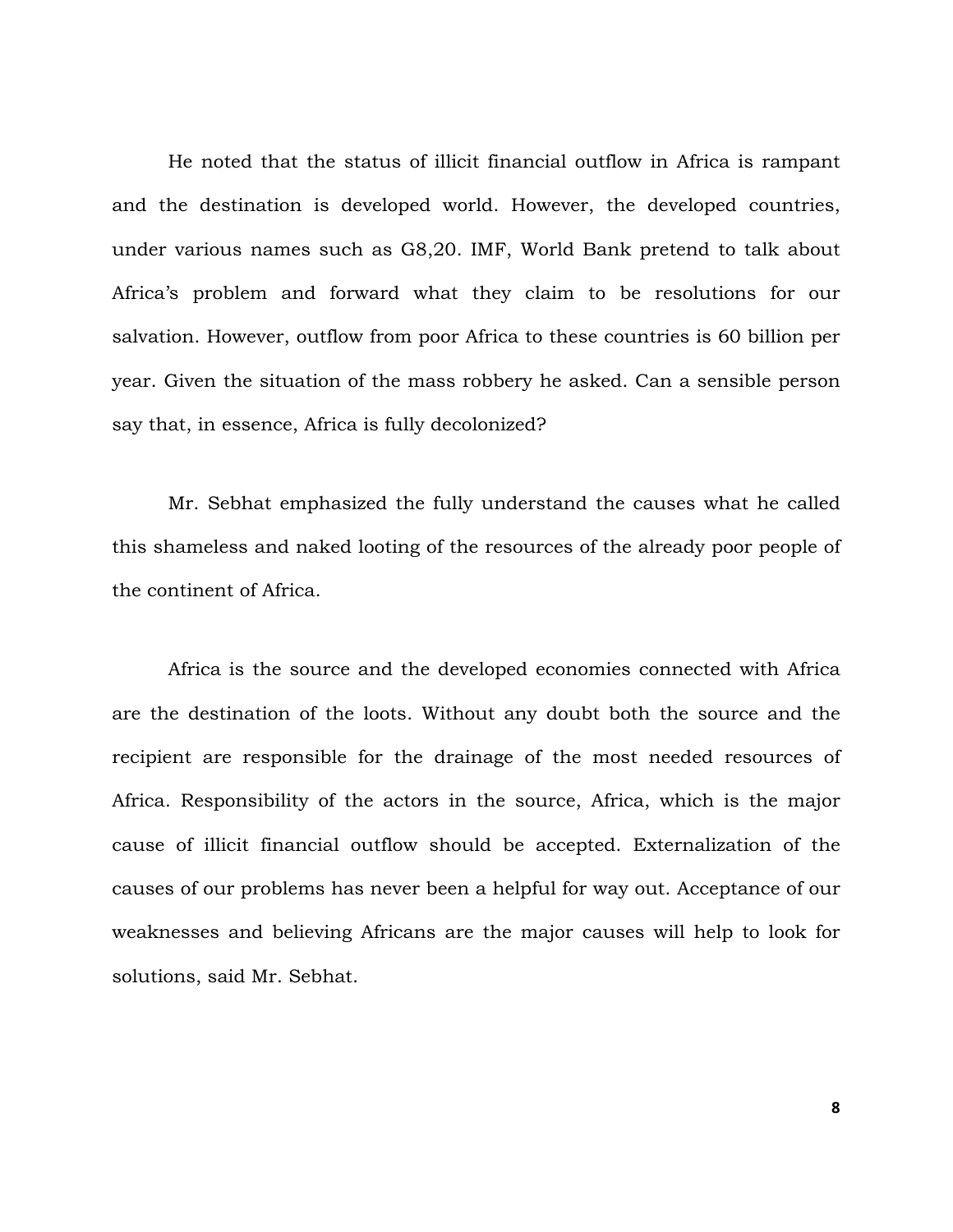He noted that the status of illicit financial outflow in Africa is rampant and the destination is developed world. However, the developed countries, under various names such as G8,20. IMF, World Bank pretend to talk about Africa's problem and forward what they claim to be resolutions for our salvation. However, outflow from poor Africa to these countries is 60 billion per year. Given the situation of the mass robbery he asked. Can a sensible person say that, in essence, Africa is fully decolonized?

Mr. Sebhat emphasized the fully understand the causes what he called this shameless and naked looting of the resources of the already poor people of the continent of Africa.

Africa is the source and the developed economies connected with Africa are the destination of the loots. Without any doubt both the source and the recipient are responsible for the drainage of the most needed resources of Africa. Responsibility of the actors in the source, Africa, which is the major cause of illicit financial outflow should be accepted. Externalization of the causes of our problems has never been a helpful for way out. Acceptance of our weaknesses and believing Africans are the major causes will help to look for solutions, said Mr. Sebhat.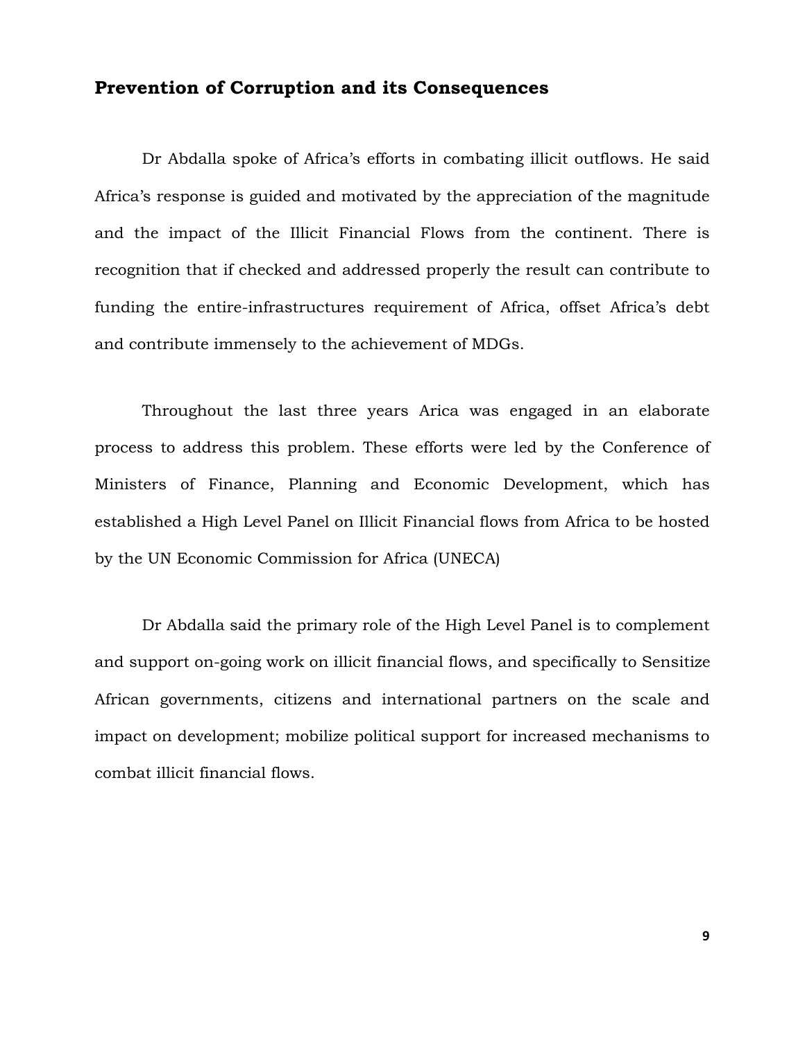## Prevention of Corruption and its Consequences

Dr Abdalla spoke of Africa's efforts in combating illicit outflows. He said Africa's response is guided and motivated by the appreciation of the magnitude and the impact of the Illicit Financial Flows from the continent. There is recognition that if checked and addressed properly the result can contribute to funding the entire-infrastructures requirement of Africa, offset Africa's debt and contribute immensely to the achievement of MDGs.

Throughout the last three years Arica was engaged in an elaborate process to address this problem. These efforts were led by the Conference of Ministers of Finance, Planning and Economic Development, which has established a High Level Panel on Illicit Financial flows from Africa to be hosted by the UN Economic Commission for Africa (UNECA)

Dr Abdalla said the primary role of the High Level Panel is to complement and support on-going work on illicit financial flows, and specifically to Sensitize African governments, citizens and international partners on the scale and impact on development; mobilize political support for increased mechanisms to combat illicit financial flows.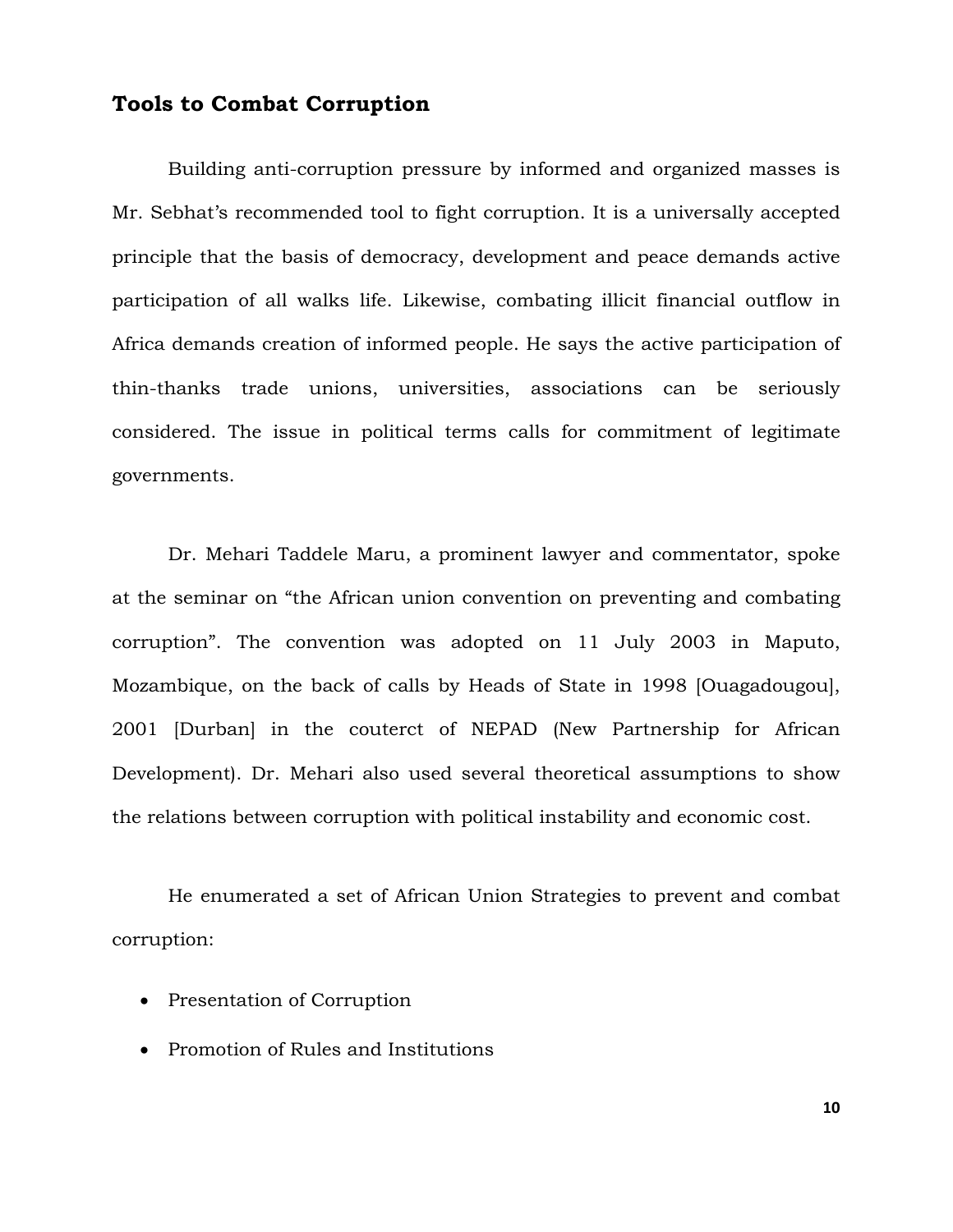## Tools to Combat Corruption

Building anti-corruption pressure by informed and organized masses is Mr. Sebhat's recommended tool to fight corruption. It is a universally accepted principle that the basis of democracy, development and peace demands active participation of all walks life. Likewise, combating illicit financial outflow in Africa demands creation of informed people. He says the active participation of thin-thanks trade unions, universities, associations can be seriously considered. The issue in political terms calls for commitment of legitimate governments.

Dr. Mehari Taddele Maru, a prominent lawyer and commentator, spoke at the seminar on "the African union convention on preventing and combating corruption". The convention was adopted on 11 July 2003 in Maputo, Mozambique, on the back of calls by Heads of State in 1998 [Ouagadougou], 2001 [Durban] in the couterct of NEPAD (New Partnership for African Development). Dr. Mehari also used several theoretical assumptions to show the relations between corruption with political instability and economic cost.

He enumerated a set of African Union Strategies to prevent and combat corruption:

- Presentation of Corruption
- Promotion of Rules and Institutions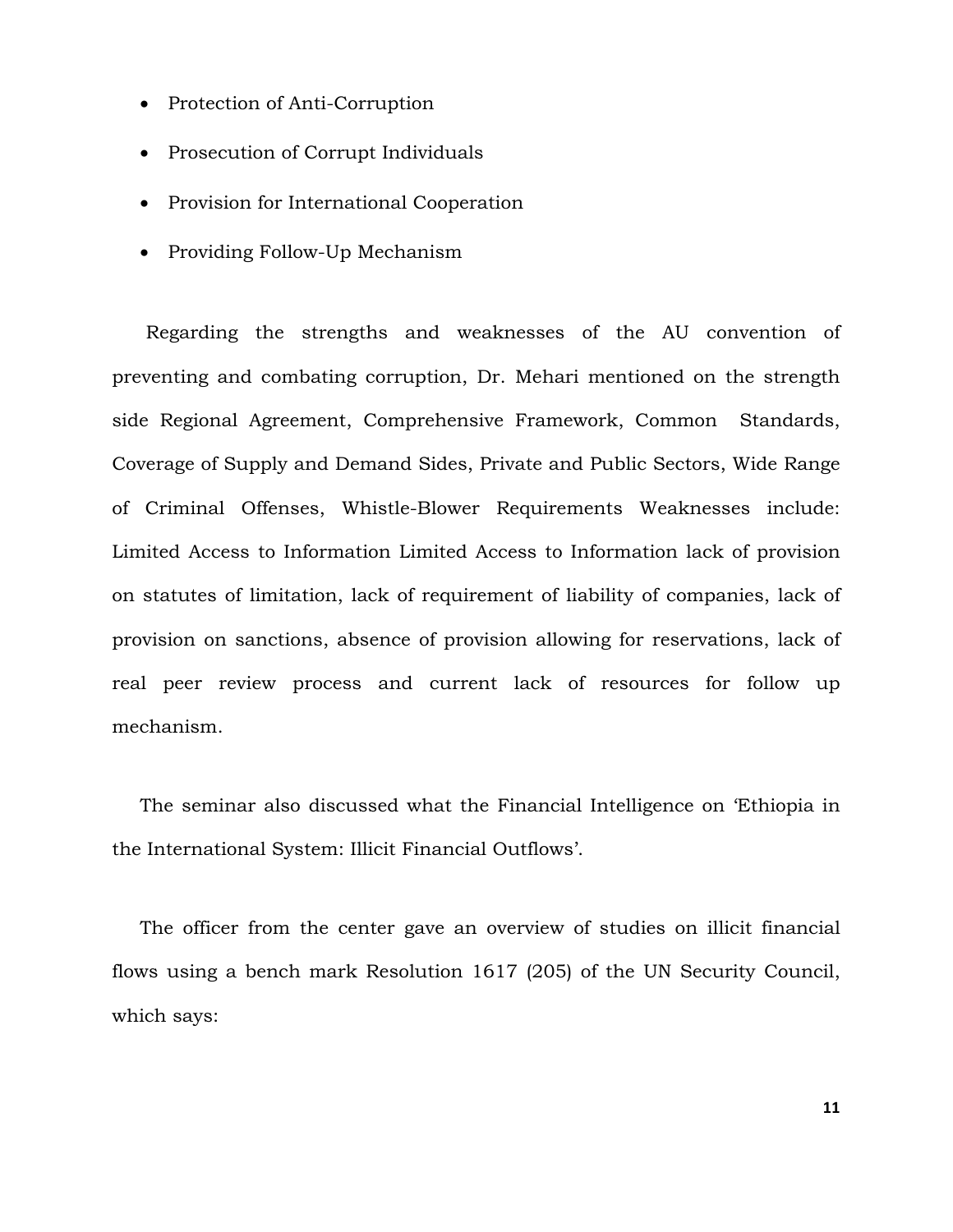- Protection of Anti-Corruption
- Prosecution of Corrupt Individuals
- Provision for International Cooperation
- Providing Follow-Up Mechanism

Regarding the strengths and weaknesses of the AU convention of preventing and combating corruption, Dr. Mehari mentioned on the strength side Regional Agreement, Comprehensive Framework, Common Standards, Coverage of Supply and Demand Sides, Private and Public Sectors, Wide Range of Criminal Offenses, Whistle-Blower Requirements Weaknesses include: Limited Access to Information Limited Access to Information lack of provision on statutes of limitation, lack of requirement of liability of companies, lack of provision on sanctions, absence of provision allowing for reservations, lack of real peer review process and current lack of resources for follow up mechanism.

The seminar also discussed what the Financial Intelligence on 'Ethiopia in the International System: Illicit Financial Outflows'.

The officer from the center gave an overview of studies on illicit financial flows using a bench mark Resolution 1617 (205) of the UN Security Council, which says: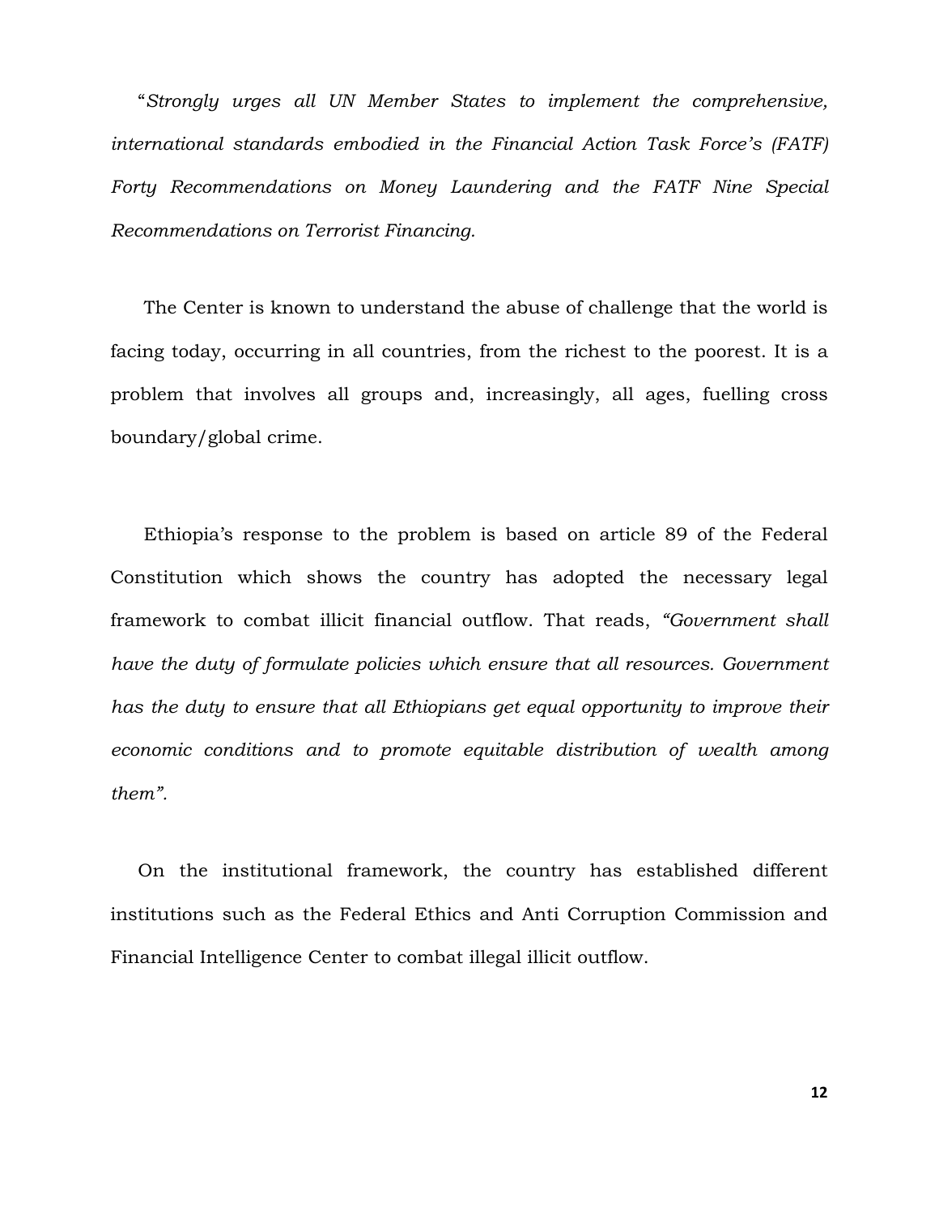"*Strongly urges all UN Member States to implement the comprehensive, international standards embodied in the Financial Action Task Force's (FATF) Forty Recommendations on Money Laundering and the FATF Nine Special Recommendations on Terrorist Financing.*

The Center is known to understand the abuse of challenge that the world is facing today, occurring in all countries, from the richest to the poorest. It is a problem that involves all groups and, increasingly, all ages, fuelling cross boundary/global crime.

Ethiopia's response to the problem is based on article 89 of the Federal Constitution which shows the country has adopted the necessary legal framework to combat illicit financial outflow. That reads, *"Government shall have the duty of formulate policies which ensure that all resources. Government has the duty to ensure that all Ethiopians get equal opportunity to improve their economic conditions and to promote equitable distribution of wealth among them"*.

On the institutional framework, the country has established different institutions such as the Federal Ethics and Anti Corruption Commission and Financial Intelligence Center to combat illegal illicit outflow.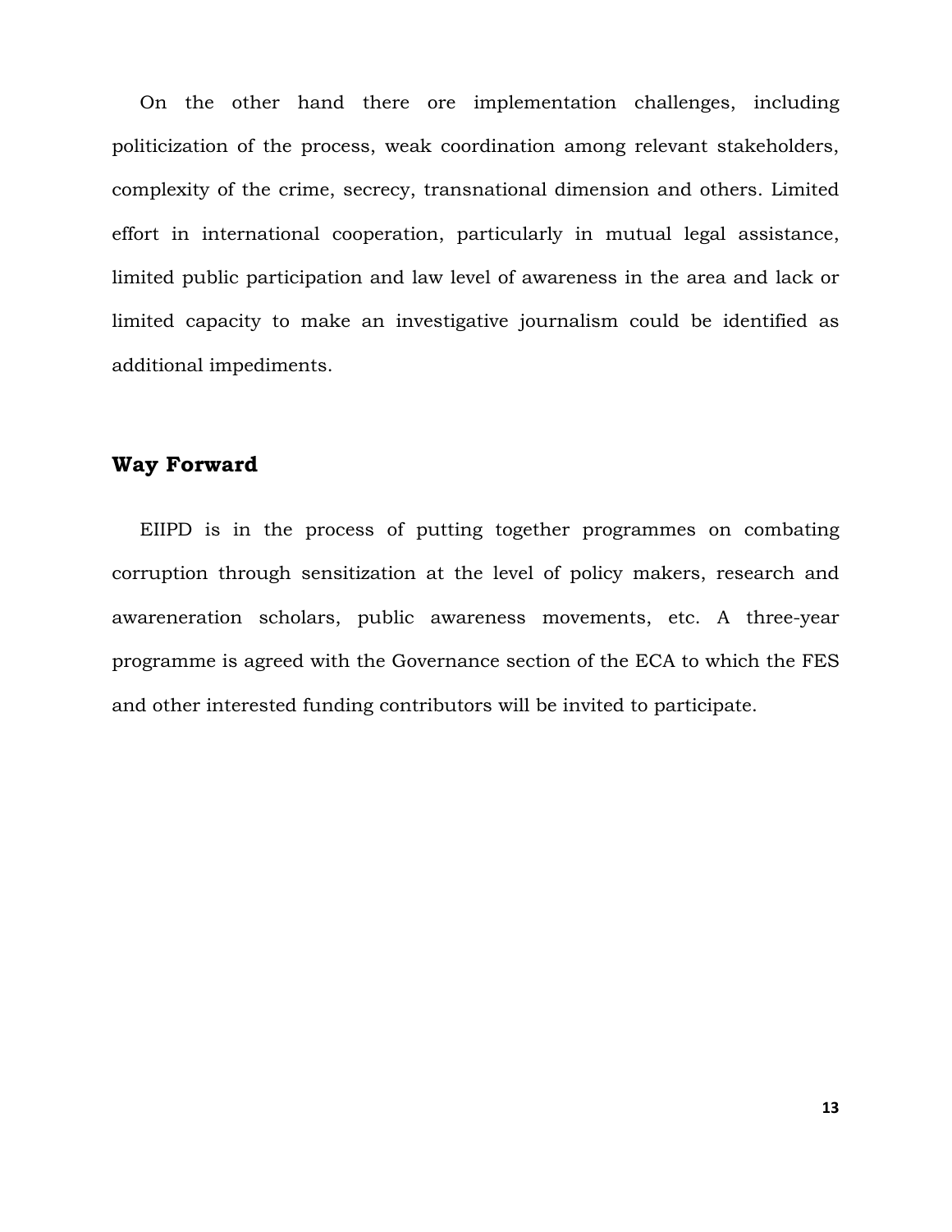On the other hand there ore implementation challenges, including politicization of the process, weak coordination among relevant stakeholders, complexity of the crime, secrecy, transnational dimension and others. Limited effort in international cooperation, particularly in mutual legal assistance, limited public participation and law level of awareness in the area and lack or limited capacity to make an investigative journalism could be identified as additional impediments.

## Way Forward

EIIPD is in the process of putting together programmes on combating corruption through sensitization at the level of policy makers, research and awareneration scholars, public awareness movements, etc. A three-year programme is agreed with the Governance section of the ECA to which the FES and other interested funding contributors will be invited to participate.